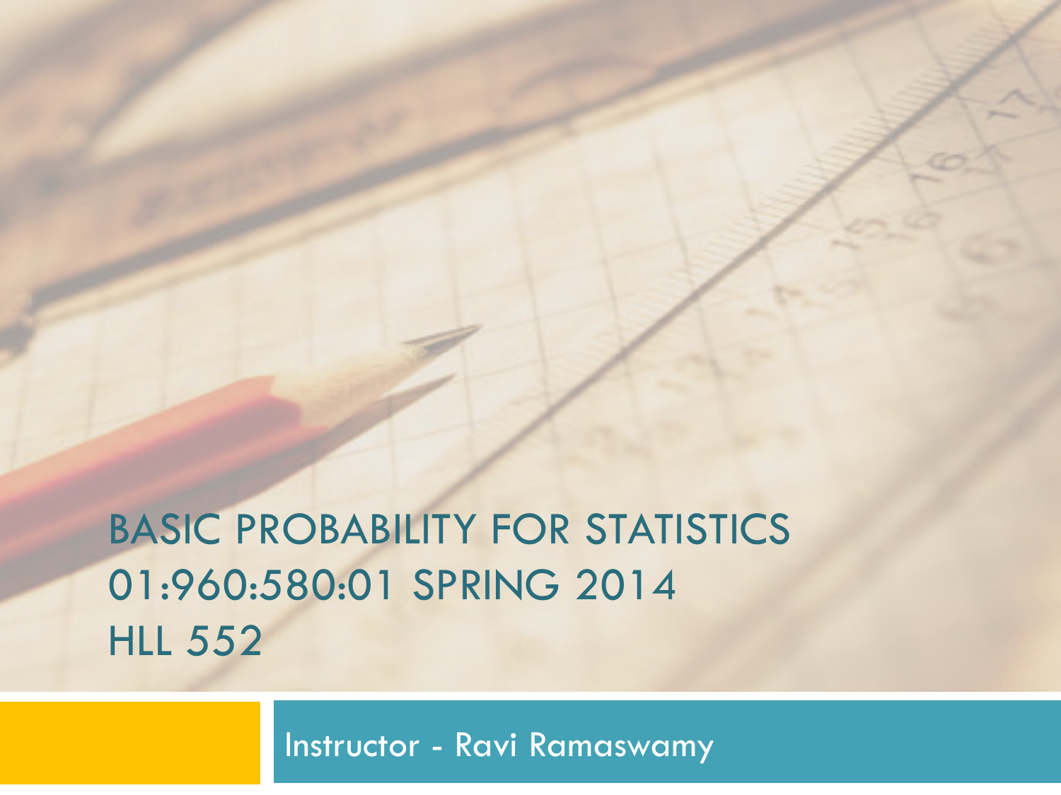# BASIC PROBABILITY FOR STATISTICS 01:960:580:01 SPRING 2014 HLL 552

Instructor - Ravi Ramaswamy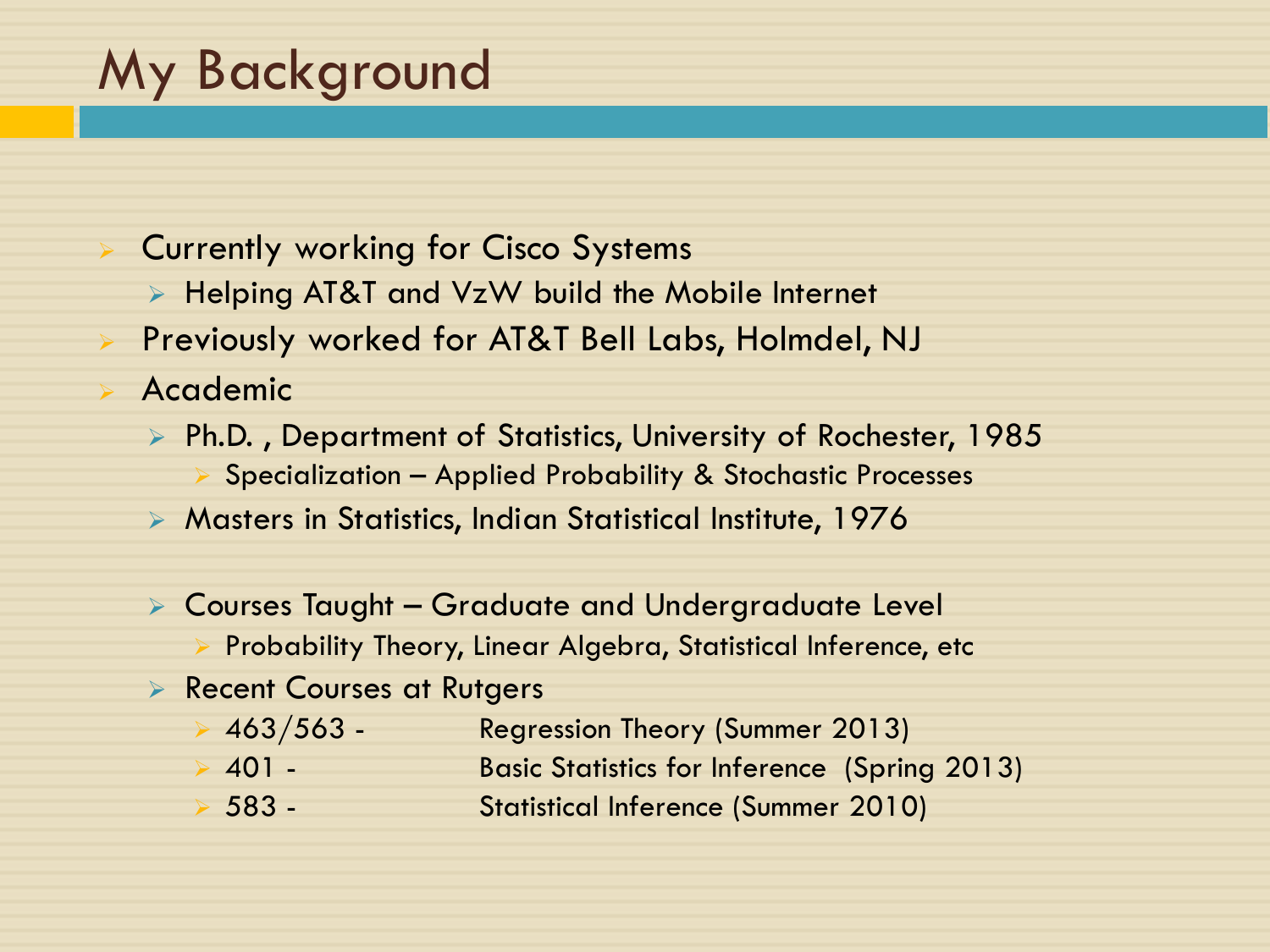# My Background

- Currently working for Cisco Systems
  - Helping AT&T and VzW build the Mobile Internet
- Previously worked for AT&T Bell Labs, Holmdel, NJ
- Academic
  - Ph.D. , Department of Statistics, University of Rochester, 1985
    - Specialization – Applied Probability & Stochastic Processes
  - Masters in Statistics, Indian Statistical Institute, 1976

  - Courses Taught – Graduate and Undergraduate Level
    - Probability Theory, Linear Algebra, Statistical Inference, etc
  - Recent Courses at Rutgers
    - 463/563 - Regression Theory (Summer 2013)
    - 401 - Basic Statistics for Inference (Spring 2013)
    - 583 - Statistical Inference (Summer 2010)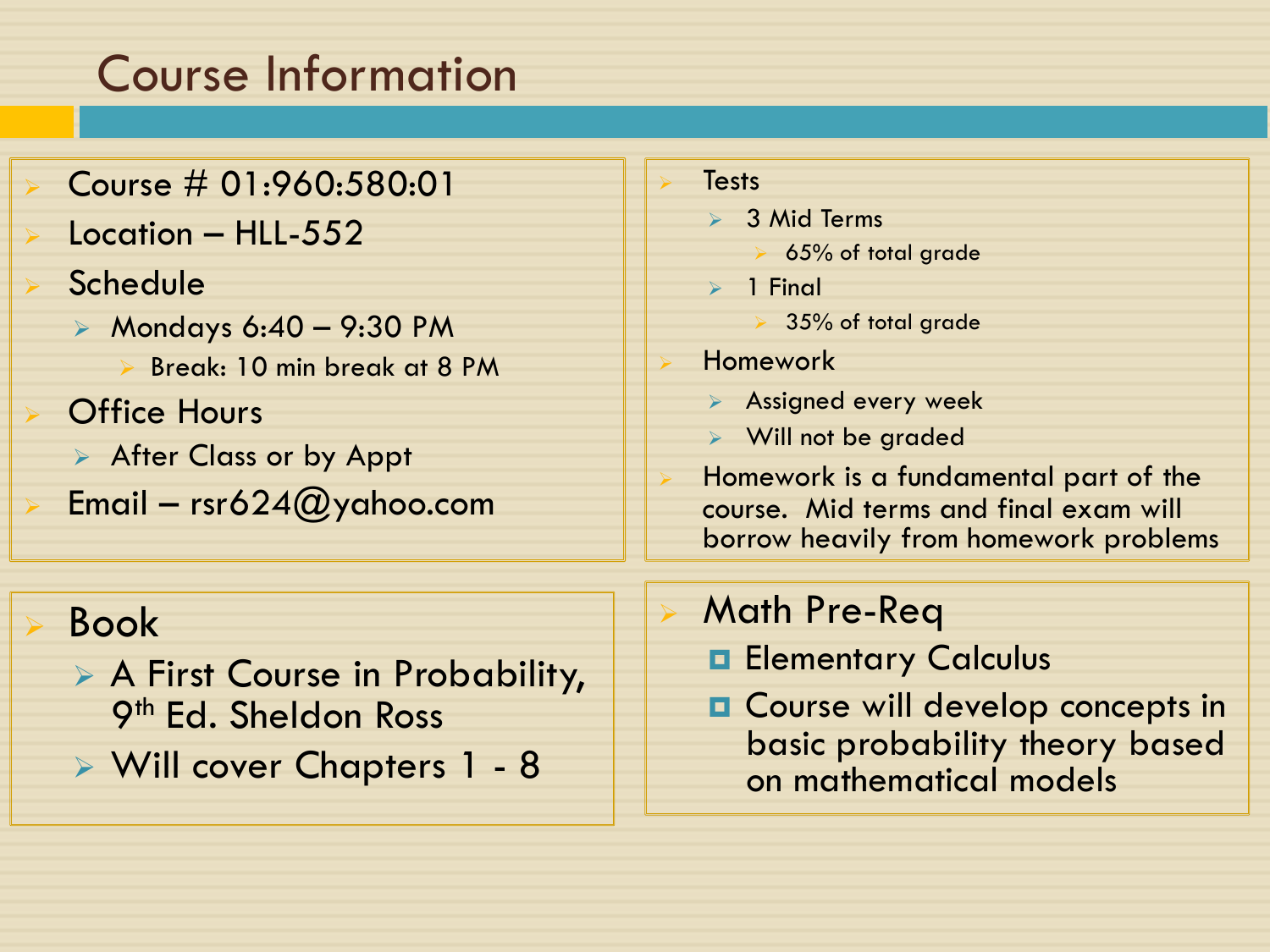# Course Information

- Course # 01:960:580:01
- Location – HLL-552
- Schedule
  - Mondays 6:40 – 9:30 PM
    - Break: 10 min break at 8 PM
- Office Hours
  - After Class or by Appt
- Email – rsr624@yahoo.com

- Tests
  - 3 Mid Terms
    - 65% of total grade
  - 1 Final
    - 35% of total grade
- Homework
  - Assigned every week
  - Will not be graded
- Homework is a fundamental part of the course. Mid terms and final exam will borrow heavily from homework problems

- Book
  - A First Course in Probability, 9th Ed. Sheldon Ross
  - Will cover Chapters 1 - 8

- Math Pre-Req
  - Elementary Calculus
  - Course will develop concepts in basic probability theory based on mathematical models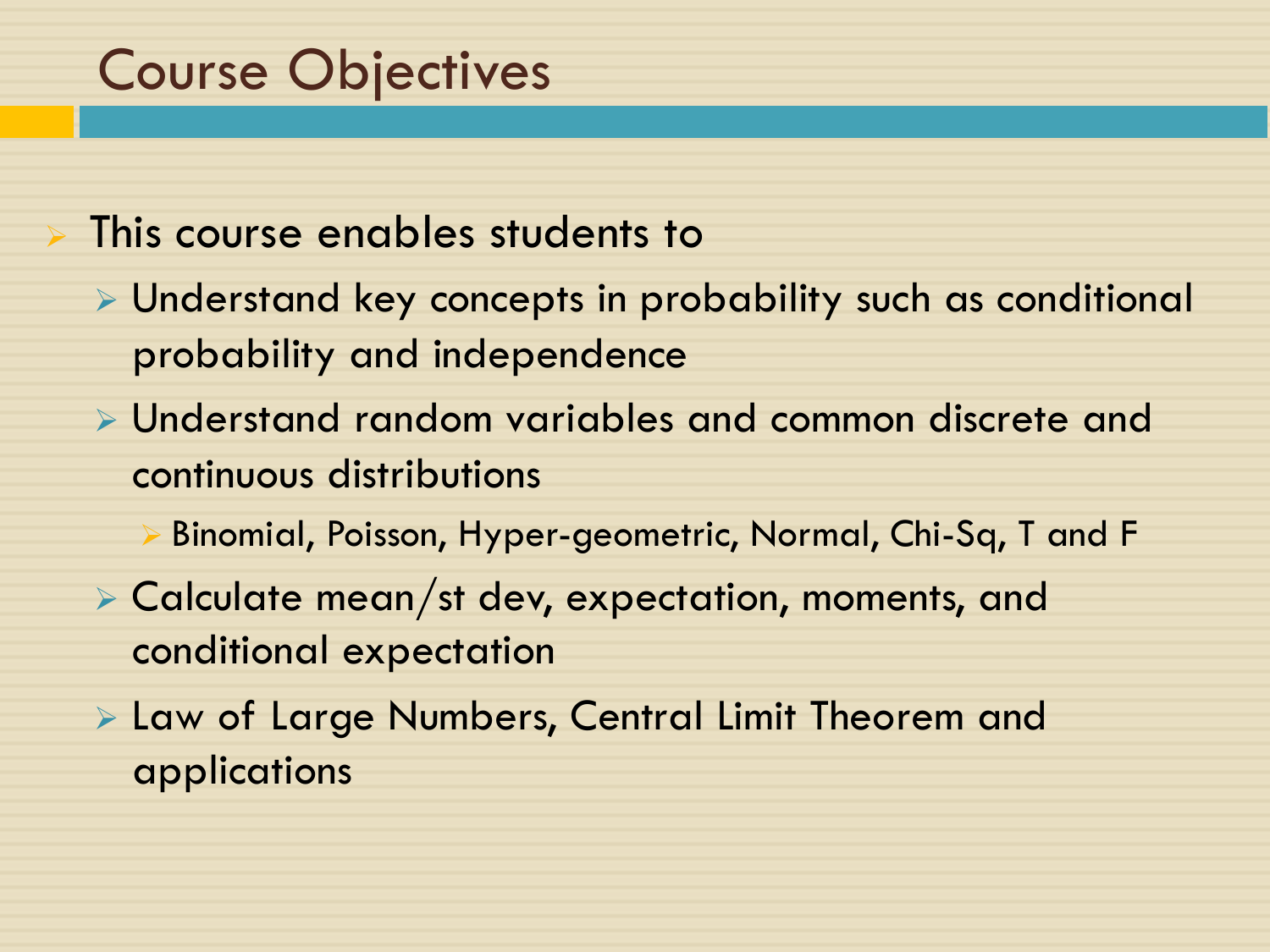# Course Objectives

- This course enables students to
  - Understand key concepts in probability such as conditional probability and independence
  - Understand random variables and common discrete and continuous distributions
    - Binomial, Poisson, Hyper-geometric, Normal, Chi-Sq, T and F
  - Calculate mean/st dev, expectation, moments, and conditional expectation
  - Law of Large Numbers, Central Limit Theorem and applications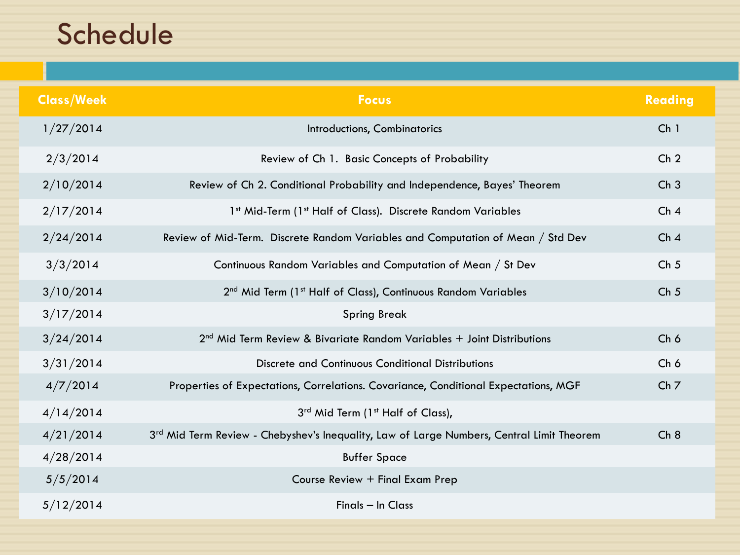# Schedule

| Class/Week | Focus | Reading |
|---|---|---|
| 1/27/2014 | Introductions, Combinatorics | Ch 1 |
| 2/3/2014 | Review of Ch 1. Basic Concepts of Probability | Ch 2 |
| 2/10/2014 | Review of Ch 2. Conditional Probability and Independence, Bayes' Theorem | Ch 3 |
| 2/17/2014 | 1st Mid-Term (1st Half of Class). Discrete Random Variables | Ch 4 |
| 2/24/2014 | Review of Mid-Term. Discrete Random Variables and Computation of Mean / Std Dev | Ch 4 |
| 3/3/2014 | Continuous Random Variables and Computation of Mean / St Dev | Ch 5 |
| 3/10/2014 | 2nd Mid Term (1st Half of Class), Continuous Random Variables | Ch 5 |
| 3/17/2014 | Spring Break | |
| 3/24/2014 | 2nd Mid Term Review & Bivariate Random Variables + Joint Distributions | Ch 6 |
| 3/31/2014 | Discrete and Continuous Conditional Distributions | Ch 6 |
| 4/7/2014 | Properties of Expectations, Correlations. Covariance, Conditional Expectations, MGF | Ch 7 |
| 4/14/2014 | 3rd Mid Term (1st Half of Class), | |
| 4/21/2014 | 3rd Mid Term Review - Chebyshev's Inequality, Law of Large Numbers, Central Limit Theorem | Ch 8 |
| 4/28/2014 | Buffer Space | |
| 5/5/2014 | Course Review + Final Exam Prep | |
| 5/12/2014 | Finals – In Class | |